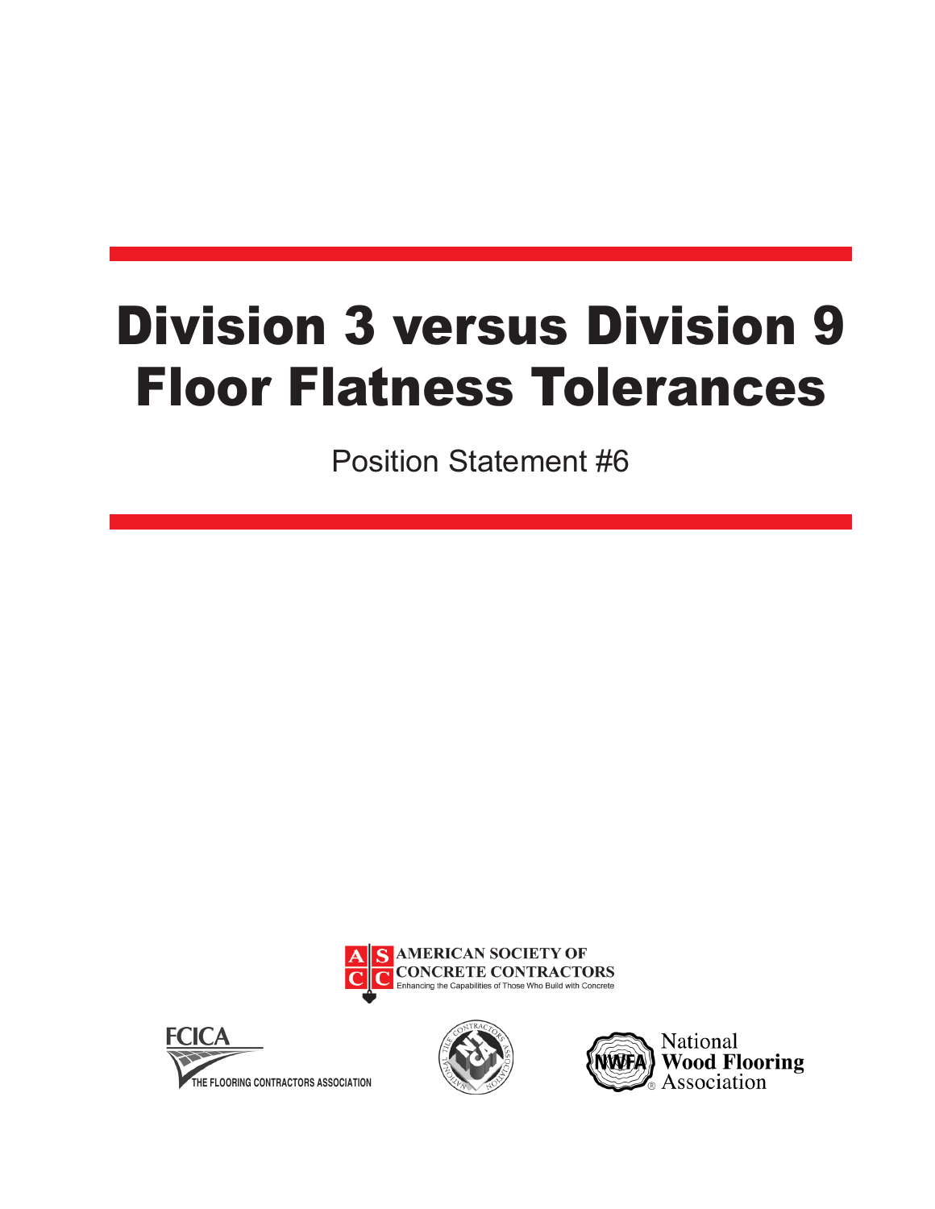# Division 3 versus Division 9 Floor Flatness Tolerances

Position Statement #6

AMERICAN SOCIETY OF CONCRETE CONTRACTORS

Enhancing the Capabilities of Those Who Build with Concrete

FCICA THE FLOORING CONTRACTORS ASSOCIATION

National Wood Flooring Association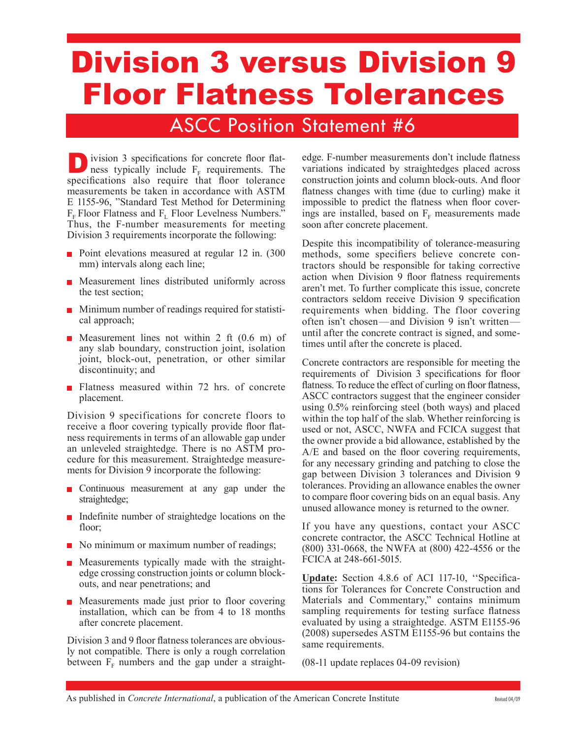# Division 3 versus Division 9 Floor Flatness Tolerances

## ASCC Position Statement #6

Division 3 specifications for concrete floor flatness typically include $F_F$ requirements. The specifications also require that floor tolerance measurements be taken in accordance with ASTM E 1155-96, "Standard Test Method for Determining $F_F$ Floor Flatness and $F_L$ Floor Levelness Numbers." Thus, the F-number measurements for meeting Division 3 requirements incorporate the following:

- Point elevations measured at regular 12 in. (300 mm) intervals along each line;
- Measurement lines distributed uniformly across the test section;
- Minimum number of readings required for statistical approach;
- Measurement lines not within 2 ft (0.6 m) of any slab boundary, construction joint, isolation joint, block-out, penetration, or other similar discontinuity; and
- Flatness measured within 72 hrs. of concrete placement.

Division 9 specifications for concrete floors to receive a floor covering typically provide floor flatness requirements in terms of an allowable gap under an unleveled straightedge. There is no ASTM procedure for this measurement. Straightedge measurements for Division 9 incorporate the following:

- Continuous measurement at any gap under the straightedge;
- Indefinite number of straightedge locations on the floor;
- No minimum or maximum number of readings;
- Measurements typically made with the straightedge crossing construction joints or column block-outs, and near penetrations; and
- Measurements made just prior to floor covering installation, which can be from 4 to 18 months after concrete placement.

Division 3 and 9 floor flatness tolerances are obviously not compatible. There is only a rough correlation between $F_F$ numbers and the gap under a straightedge. F-number measurements don't include flatness variations indicated by straightedges placed across construction joints and column block-outs. And floor flatness changes with time (due to curling) make it impossible to predict the flatness when floor coverings are installed, based on $F_F$ measurements made soon after concrete placement.

Despite this incompatibility of tolerance-measuring methods, some specifiers believe concrete contractors should be responsible for taking corrective action when Division 9 floor flatness requirements aren't met. To further complicate this issue, concrete contractors seldom receive Division 9 specification requirements when bidding. The floor covering often isn't chosen—and Division 9 isn't written—until after the concrete contract is signed, and sometimes until after the concrete is placed.

Concrete contractors are responsible for meeting the requirements of Division 3 specifications for floor flatness. To reduce the effect of curling on floor flatness, ASCC contractors suggest that the engineer consider using 0.5% reinforcing steel (both ways) and placed within the top half of the slab. Whether reinforcing is used or not, ASCC, NWFA and FCICA suggest that the owner provide a bid allowance, established by the A/E and based on the floor covering requirements, for any necessary grinding and patching to close the gap between Division 3 tolerances and Division 9 tolerances. Providing an allowance enables the owner to compare floor covering bids on an equal basis. Any unused allowance money is returned to the owner.

If you have any questions, contact your ASCC concrete contractor, the ASCC Technical Hotline at (800) 331-0668, the NWFA at (800) 422-4556 or the FCICA at 248-661-5015.

**Update:** Section 4.8.6 of ACI 117-10, "Specifications for Tolerances for Concrete Construction and Materials and Commentary," contains minimum sampling requirements for testing surface flatness evaluated by using a straightedge. ASTM E1155-96 (2008) supersedes ASTM E1155-96 but contains the same requirements.

(08-11 update replaces 04-09 revision)

As published in *Concrete International*, a publication of the American Concrete Institute

Revised 04/09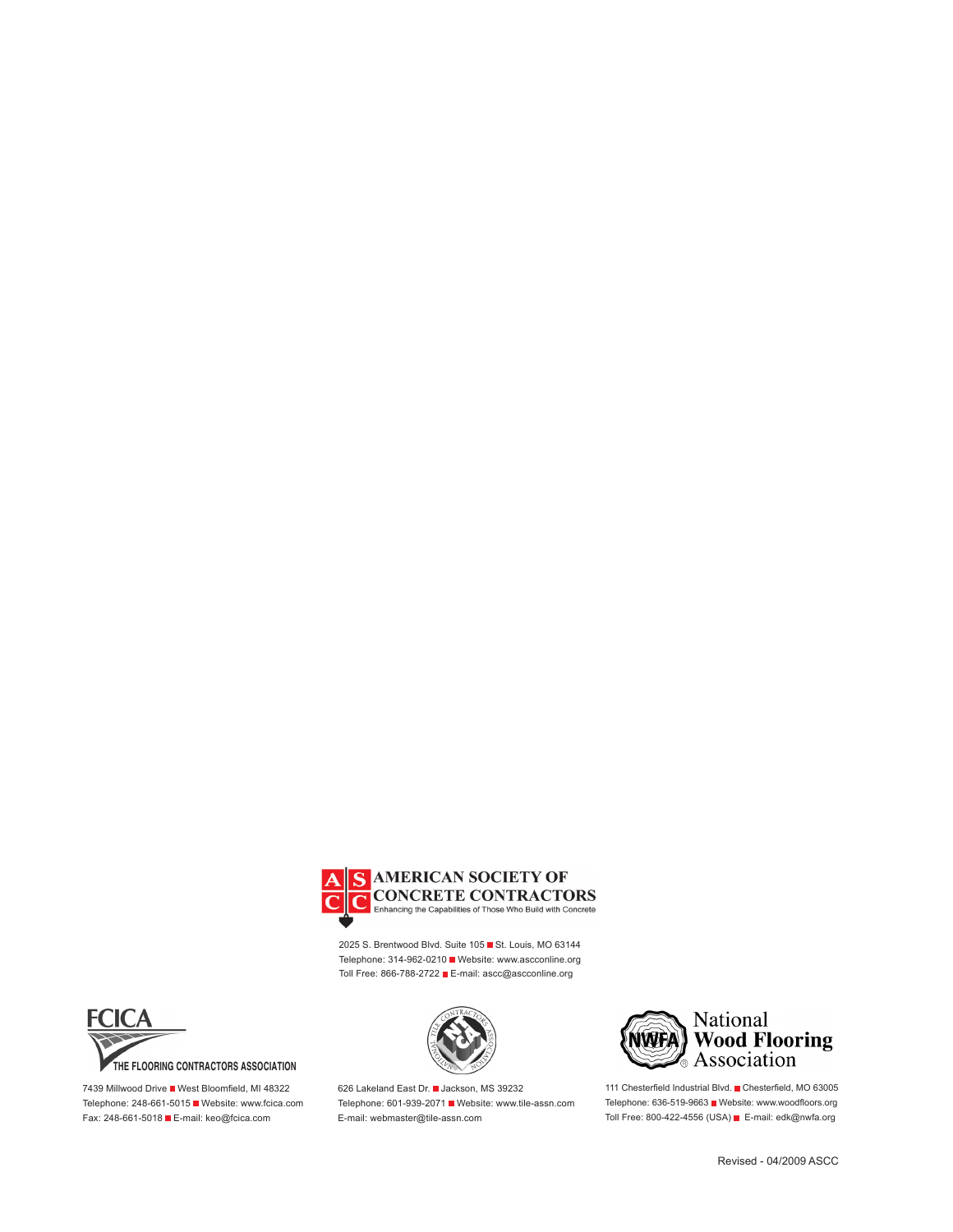**AMERICAN SOCIETY OF CONCRETE CONTRACTORS**
Enhancing the Capabilities of Those Who Build with Concrete

2025 S. Brentwood Blvd. Suite 105 ■ St. Louis, MO 63144
Telephone: 314-962-0210 ■ Website: www.ascconline.org
Toll Free: 866-788-2722 ■ E-mail: ascc@ascconline.org

**FCICA — THE FLOORING CONTRACTORS ASSOCIATION**

7439 Millwood Drive ■ West Bloomfield, MI 48322
Telephone: 248-661-5015 ■ Website: www.fcica.com
Fax: 248-661-5018 ■ E-mail: keo@fcica.com

**NATIONAL TILE CONTRACTORS ASSOCIATION**

626 Lakeland East Dr. ■ Jackson, MS 39232
Telephone: 601-939-2071 ■ Website: www.tile-assn.com
E-mail: webmaster@tile-assn.com

**NWFA National Wood Flooring Association**

111 Chesterfield Industrial Blvd. ■ Chesterfield, MO 63005
Telephone: 636-519-9663 ■ Website: www.woodfloors.org
Toll Free: 800-422-4556 (USA) ■ E-mail: edk@nwfa.org

Revised - 04/2009 ASCC